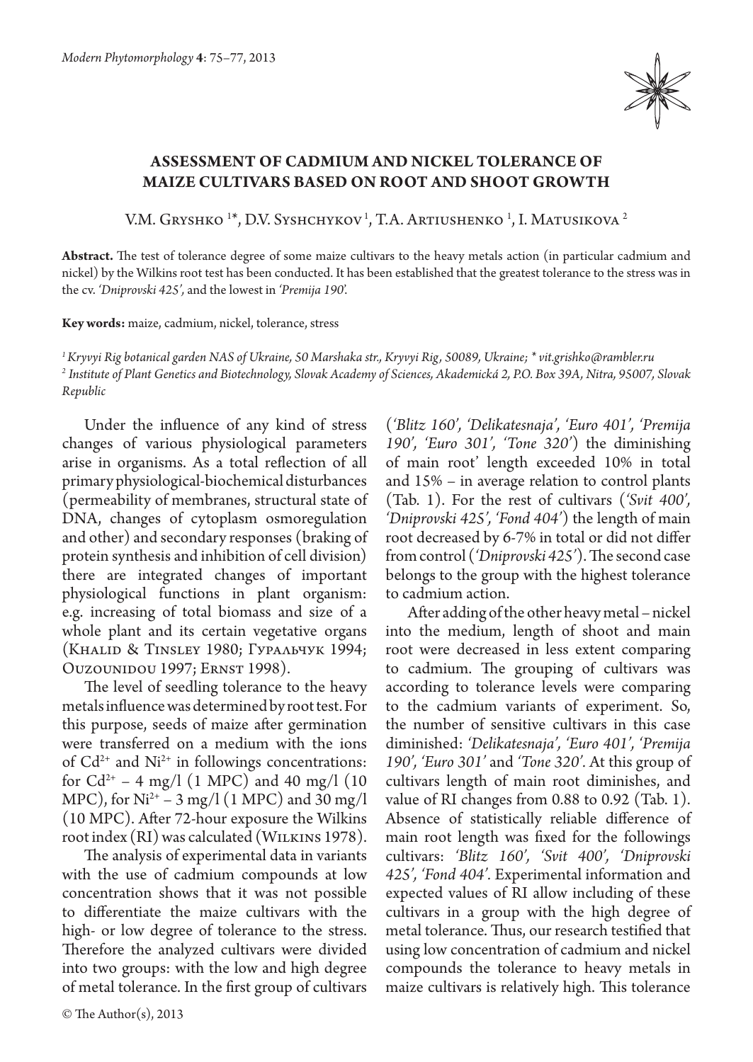# ASSESSMENT OF CADMIUM AND NICKEL TOLERANCE OF MAIZE CULTIVARS BASED ON ROOT AND SHOOT GROWTH

V.M. Gryshko [1]*, D.V. Syshchykov [1], T.A. Artiushenko [1], I. Matusikova [2]

**Abstract.** The test of tolerance degree of some maize cultivars to the heavy metals action (in particular cadmium and nickel) by the Wilkins root test has been conducted. It has been established that the greatest tolerance to the stress was in the cv. *'Dniprovski 425'*, and the lowest in *'Premija 190'*.

**Key words:** maize, cadmium, nickel, tolerance, stress

[1] *Kryvyi Rig botanical garden NAS of Ukraine, 50 Marshaka str., Kryvyi Rig, 50089, Ukraine; * vit.grishko@rambler.ru*
[2] *Institute of Plant Genetics and Biotechnology, Slovak Academy of Sciences, Akademická 2, P.O. Box 39A, Nitra, 95007, Slovak Republic*

Under the influence of any kind of stress changes of various physiological parameters arise in organisms. As a total reflection of all primary physiological-biochemical disturbances (permeability of membranes, structural state of DNA, changes of cytoplasm osmoregulation and other) and secondary responses (braking of protein synthesis and inhibition of cell division) there are integrated changes of important physiological functions in plant organism: e.g. increasing of total biomass and size of a whole plant and its certain vegetative organs (Khalid & Tinsley 1980; Гуральчук 1994; Ouzounidou 1997; Ernst 1998).

The level of seedling tolerance to the heavy metals influence was determined by root test. For this purpose, seeds of maize after germination were transferred on a medium with the ions of $Cd^{2+}$ and $Ni^{2+}$ in followings concentrations: for $Cd^{2+}$ – 4 mg/l (1 MPC) and 40 mg/l (10 MPC), for $Ni^{2+}$ – 3 mg/l (1 MPC) and 30 mg/l (10 MPC). After 72-hour exposure the Wilkins root index (RI) was calculated (Wilkins 1978).

The analysis of experimental data in variants with the use of cadmium compounds at low concentration shows that it was not possible to differentiate the maize cultivars with the high- or low degree of tolerance to the stress. Therefore the analyzed cultivars were divided into two groups: with the low and high degree of metal tolerance. In the first group of cultivars (*'Blitz 160', 'Delikatesnaja', 'Euro 401', 'Premija 190', 'Euro 301', 'Tone 320'*) the diminishing of main root' length exceeded 10% in total and 15% – in average relation to control plants (Tab. 1). For the rest of cultivars (*'Svit 400', 'Dniprovski 425', 'Fond 404'*) the length of main root decreased by 6-7% in total or did not differ from control (*'Dniprovski 425'*). The second case belongs to the group with the highest tolerance to cadmium action.

After adding of the other heavy metal – nickel into the medium, length of shoot and main root were decreased in less extent comparing to cadmium. The grouping of cultivars was according to tolerance levels were comparing to the cadmium variants of experiment. So, the number of sensitive cultivars in this case diminished: *'Delikatesnaja', 'Euro 401', 'Premija 190', 'Euro 301'* and *'Tone 320'*. At this group of cultivars length of main root diminishes, and value of RI changes from 0.88 to 0.92 (Tab. 1). Absence of statistically reliable difference of main root length was fixed for the followings cultivars: *'Blitz 160', 'Svit 400', 'Dniprovski 425', 'Fond 404'*. Experimental information and expected values of RI allow including of these cultivars in a group with the high degree of metal tolerance. Thus, our research testified that using low concentration of cadmium and nickel compounds the tolerance to heavy metals in maize cultivars is relatively high. This tolerance

© The Author(s), 2013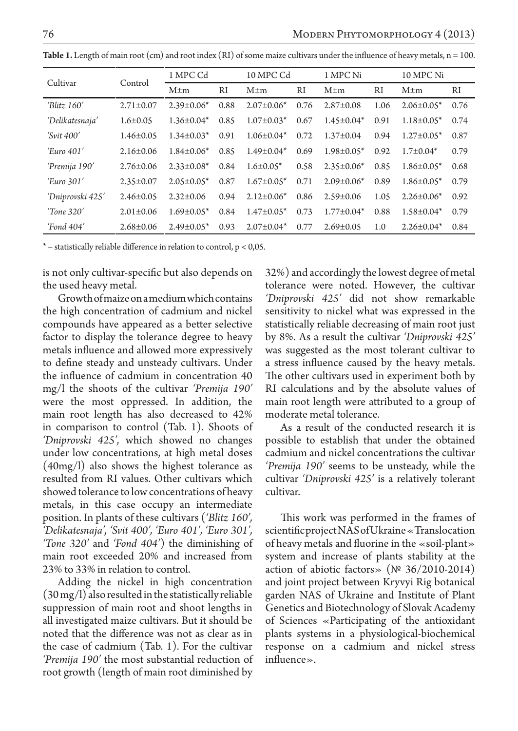**Table 1.** Length of main root (cm) and root index (RI) of some maize cultivars under the influence of heavy metals, n = 100.

| Cultivar | Control | 1 MPC Cd | | 10 MPC Cd | | 1 MPC Ni | | 10 MPC Ni | |
|---|---|---|---|---|---|---|---|---|---|
| | | M±m | RI | M±m | RI | M±m | RI | M±m | RI |
| *'Blitz 160'* | 2.71±0.07 | 2.39±0.06* | 0.88 | 2.07±0.06* | 0.76 | 2.87±0.08 | 1.06 | 2.06±0.05* | 0.76 |
| *'Delikatesnaja'* | 1.6±0.05 | 1.36±0.04* | 0.85 | 1.07±0.03* | 0.67 | 1.45±0.04* | 0.91 | 1.18±0.05* | 0.74 |
| *'Svit 400'* | 1.46±0.05 | 1.34±0.03* | 0.91 | 1.06±0.04* | 0.72 | 1.37±0.04 | 0.94 | 1.27±0.05* | 0.87 |
| *'Euro 401'* | 2.16±0.06 | 1.84±0.06* | 0.85 | 1.49±0.04* | 0.69 | 1.98±0.05* | 0.92 | 1.7±0.04* | 0.79 |
| *'Premija 190'* | 2.76±0.06 | 2.33±0.08* | 0.84 | 1.6±0.05* | 0.58 | 2.35±0.06* | 0.85 | 1.86±0.05* | 0.68 |
| *'Euro 301'* | 2.35±0.07 | 2.05±0.05* | 0.87 | 1.67±0.05* | 0.71 | 2.09±0.06* | 0.89 | 1.86±0.05* | 0.79 |
| *'Dniprovski 425'* | 2.46±0.05 | 2.32±0.06 | 0.94 | 2.12±0.06* | 0.86 | 2.59±0.06 | 1.05 | 2.26±0.06* | 0.92 |
| *'Tone 320'* | 2.01±0.06 | 1.69±0.05* | 0.84 | 1.47±0.05* | 0.73 | 1.77±0.04* | 0.88 | 1.58±0.04* | 0.79 |
| *'Fond 404'* | 2.68±0.06 | 2.49±0.05* | 0.93 | 2.07±0.04* | 0.77 | 2.69±0.05 | 1.0 | 2.26±0.04* | 0.84 |

* – statistically reliable difference in relation to control, $p < 0{,}05$.

is not only cultivar-specific but also depends on the used heavy metal.

Growth of maize on a medium which contains the high concentration of cadmium and nickel compounds have appeared as a better selective factor to display the tolerance degree to heavy metals influence and allowed more expressively to define steady and unsteady cultivars. Under the influence of cadmium in concentration 40 mg/l the shoots of the cultivar *'Premija 190'* were the most oppressed. In addition, the main root length has also decreased to 42% in comparison to control (Tab. 1). Shoots of *'Dniprovski 425'*, which showed no changes under low concentrations, at high metal doses (40mg/l) also shows the highest tolerance as resulted from RI values. Other cultivars which showed tolerance to low concentrations of heavy metals, in this case occupy an intermediate position. In plants of these cultivars (*'Blitz 160', 'Delikatesnaja', 'Svit 400', 'Euro 401', 'Euro 301', 'Tone 320'* and *'Fond 404'*) the diminishing of main root exceeded 20% and increased from 23% to 33% in relation to control.

Adding the nickel in high concentration (30 mg/l) also resulted in the statistically reliable suppression of main root and shoot lengths in all investigated maize cultivars. But it should be noted that the difference was not as clear as in the case of cadmium (Tab. 1). For the cultivar *'Premija 190'* the most substantial reduction of root growth (length of main root diminished by 32%) and accordingly the lowest degree of metal tolerance were noted. However, the cultivar *'Dniprovski 425'* did not show remarkable sensitivity to nickel what was expressed in the statistically reliable decreasing of main root just by 8%. As a result the cultivar *'Dniprovski 425'* was suggested as the most tolerant cultivar to a stress influence caused by the heavy metals. The other cultivars used in experiment both by RI calculations and by the absolute values of main root length were attributed to a group of moderate metal tolerance.

As a result of the conducted research it is possible to establish that under the obtained cadmium and nickel concentrations the cultivar *'Premija 190'* seems to be unsteady, while the cultivar *'Dniprovski 425'* is a relatively tolerant cultivar.

This work was performed in the frames of scientific project NAS of Ukraine «Translocation of heavy metals and fluorine in the «soil-plant» system and increase of plants stability at the action of abiotic factors» (№ 36/2010-2014) and joint project between Kryvyi Rig botanical garden NAS of Ukraine and Institute of Plant Genetics and Biotechnology of Slovak Academy of Sciences «Participating of the antioxidant plants systems in a physiological-biochemical response on a cadmium and nickel stress influence».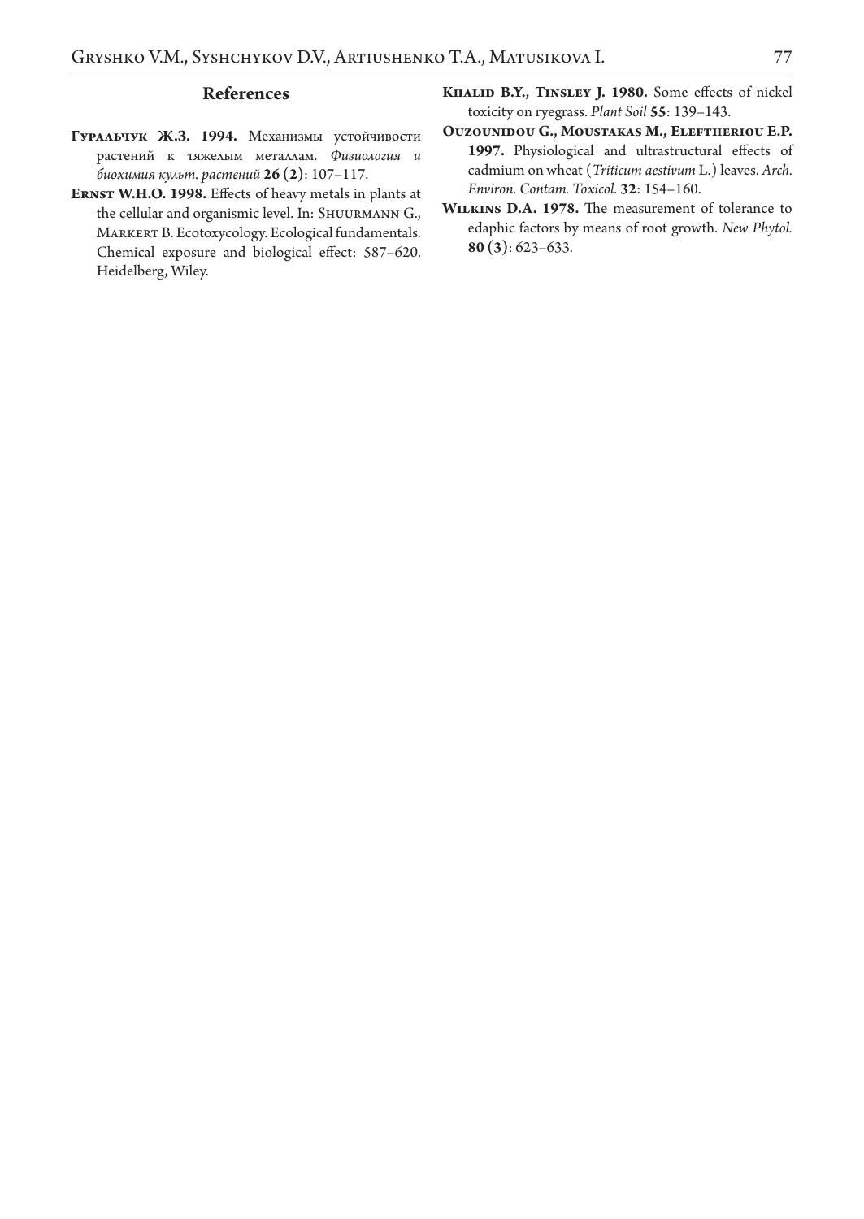## References

**Гуральчук Ж.З. 1994.** Механизмы устойчивости растений к тяжелым металлам. *Физиология и биохимия культ. растений* **26 (2)**: 107–117.

**Ernst W.H.O. 1998.** Effects of heavy metals in plants at the cellular and organismic level. In: Shuurmann G., Markert B. Ecotoxycology. Ecological fundamentals. Chemical exposure and biological effect: 587–620. Heidelberg, Wiley.

**Khalid B.Y., Tinsley J. 1980.** Some effects of nickel toxicity on ryegrass. *Plant Soil* **55**: 139–143.

**Ouzounidou G., Moustakas M., Eleftheriou E.P. 1997.** Physiological and ultrastructural effects of cadmium on wheat (*Triticum aestivum* L.) leaves. *Arch. Environ. Contam. Toxicol.* **32**: 154–160.

**Wilkins D.A. 1978.** The measurement of tolerance to edaphic factors by means of root growth. *New Phytol.* **80 (3)**: 623–633.